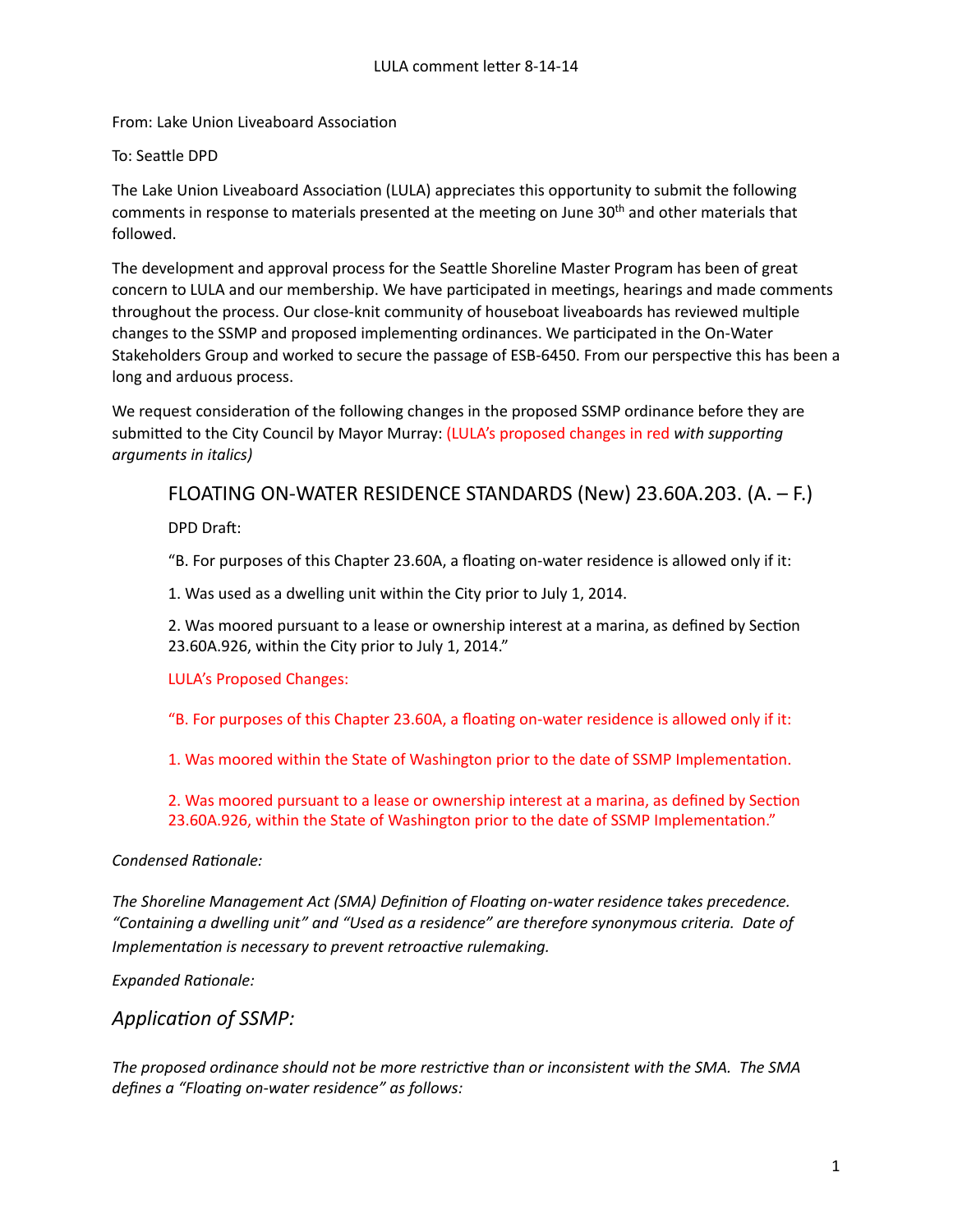LULA comment letter 8-14-14

From: Lake Union Liveaboard Association

To: Seattle DPD

The Lake Union Liveaboard Association (LULA) appreciates this opportunity to submit the following comments in response to materials presented at the meeting on June 30th and other materials that followed.

The development and approval process for the Seattle Shoreline Master Program has been of great concern to LULA and our membership. We have participated in meetings, hearings and made comments throughout the process. Our close-knit community of houseboat liveaboards has reviewed multiple changes to the SSMP and proposed implementing ordinances. We participated in the On-Water Stakeholders Group and worked to secure the passage of ESB-6450. From our perspective this has been a long and arduous process.

We request consideration of the following changes in the proposed SSMP ordinance before they are submitted to the City Council by Mayor Murray: (LULA's proposed changes in red *with supporting arguments in italics)*

## FLOATING ON-WATER RESIDENCE STANDARDS (New) 23.60A.203. (A. – F.)

DPD Draft:

"B. For purposes of this Chapter 23.60A, a floating on-water residence is allowed only if it:

1. Was used as a dwelling unit within the City prior to July 1, 2014.

2. Was moored pursuant to a lease or ownership interest at a marina, as defined by Section 23.60A.926, within the City prior to July 1, 2014."

LULA's Proposed Changes:

"B. For purposes of this Chapter 23.60A, a floating on-water residence is allowed only if it:

1. Was moored within the State of Washington prior to the date of SSMP Implementation.

2. Was moored pursuant to a lease or ownership interest at a marina, as defined by Section 23.60A.926, within the State of Washington prior to the date of SSMP Implementation."

*Condensed Rationale:*

*The Shoreline Management Act (SMA) Definition of Floating on-water residence takes precedence. "Containing a dwelling unit" and "Used as a residence" are therefore synonymous criteria. Date of Implementation is necessary to prevent retroactive rulemaking.*

*Expanded Rationale:*

## *Application of SSMP:*

*The proposed ordinance should not be more restrictive than or inconsistent with the SMA. The SMA defines a "Floating on-water residence" as follows:*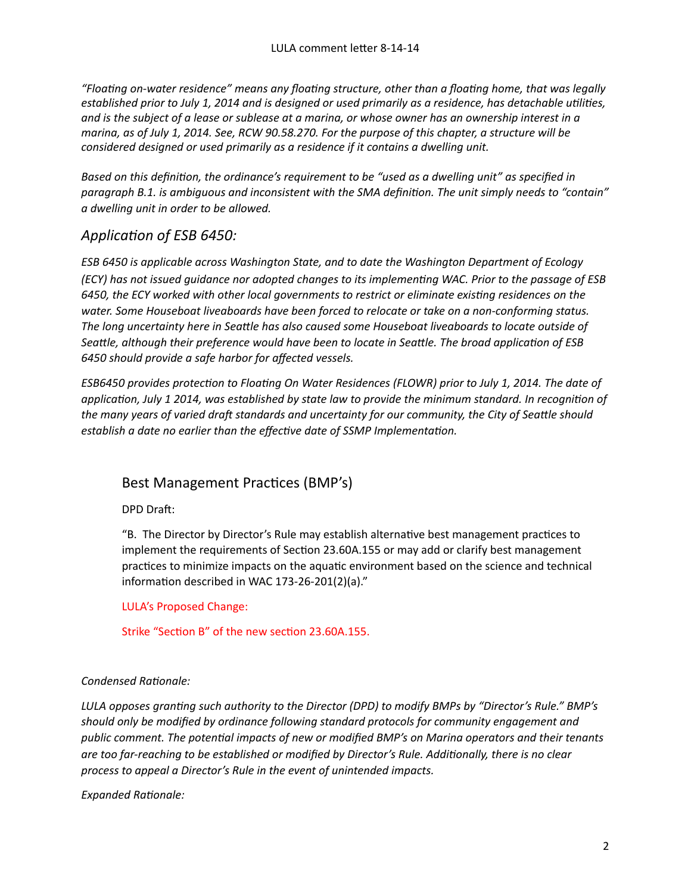*"Floating on-water residence" means any floating structure, other than a floating home, that was legally established prior to July 1, 2014 and is designed or used primarily as a residence, has detachable utilities, and is the subject of a lease or sublease at a marina, or whose owner has an ownership interest in a marina, as of July 1, 2014. See, RCW 90.58.270. For the purpose of this chapter, a structure will be considered designed or used primarily as a residence if it contains a dwelling unit.*

*Based on this definition, the ordinance's requirement to be "used as a dwelling unit" as specified in paragraph B.1. is ambiguous and inconsistent with the SMA definition. The unit simply needs to "contain" a dwelling unit in order to be allowed.*

## *Application of ESB 6450:*

*ESB 6450 is applicable across Washington State, and to date the Washington Department of Ecology (ECY) has not issued guidance nor adopted changes to its implementing WAC. Prior to the passage of ESB 6450, the ECY worked with other local governments to restrict or eliminate existing residences on the water. Some Houseboat liveaboards have been forced to relocate or take on a non-conforming status. The long uncertainty here in Seattle has also caused some Houseboat liveaboards to locate outside of Seattle, although their preference would have been to locate in Seattle. The broad application of ESB 6450 should provide a safe harbor for affected vessels.*

*ESB6450 provides protection to Floating On Water Residences (FLOWR) prior to July 1, 2014. The date of application, July 1 2014, was established by state law to provide the minimum standard. In recognition of the many years of varied draft standards and uncertainty for our community, the City of Seattle should establish a date no earlier than the effective date of SSMP Implementation.*

## Best Management Practices (BMP's)

DPD Draft:

"B. The Director by Director's Rule may establish alternative best management practices to implement the requirements of Section 23.60A.155 or may add or clarify best management practices to minimize impacts on the aquatic environment based on the science and technical information described in WAC 173-26-201(2)(a)."

LULA's Proposed Change:

Strike "Section B" of the new section 23.60A.155.

*Condensed Rationale:*

*LULA opposes granting such authority to the Director (DPD) to modify BMPs by "Director's Rule." BMP's should only be modified by ordinance following standard protocols for community engagement and public comment. The potential impacts of new or modified BMP's on Marina operators and their tenants are too far-reaching to be established or modified by Director's Rule. Additionally, there is no clear process to appeal a Director's Rule in the event of unintended impacts.*

*Expanded Rationale:*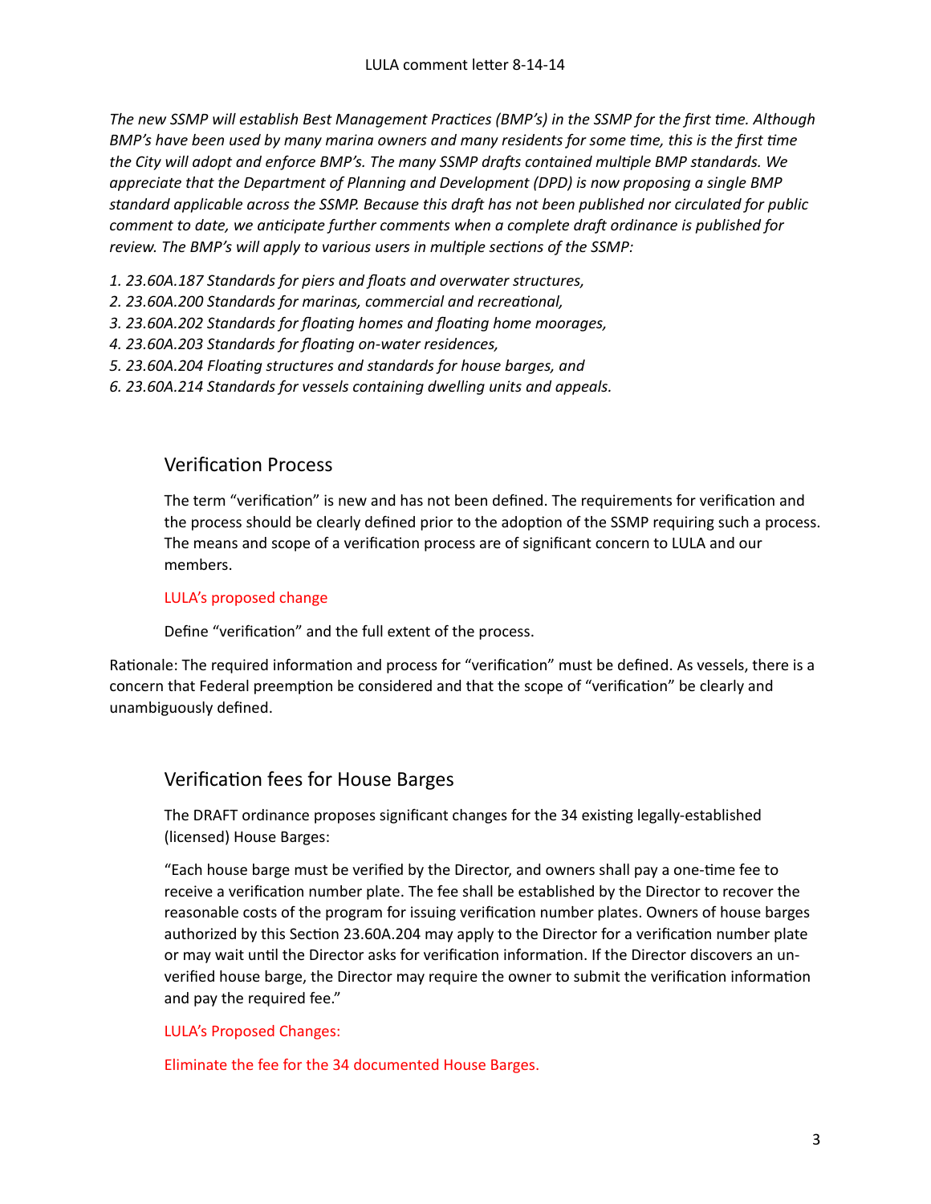*The new SSMP will establish Best Management Practices (BMP's) in the SSMP for the first time. Although BMP's have been used by many marina owners and many residents for some time, this is the first time the City will adopt and enforce BMP's. The many SSMP drafts contained multiple BMP standards. We appreciate that the Department of Planning and Development (DPD) is now proposing a single BMP standard applicable across the SSMP. Because this draft has not been published nor circulated for public comment to date, we anticipate further comments when a complete draft ordinance is published for review. The BMP's will apply to various users in multiple sections of the SSMP:*

1. *23.60A.187 Standards for piers and floats and overwater structures,*
2. *23.60A.200 Standards for marinas, commercial and recreational,*
3. *23.60A.202 Standards for floating homes and floating home moorages,*
4. *23.60A.203 Standards for floating on-water residences,*
5. *23.60A.204 Floating structures and standards for house barges, and*
6. *23.60A.214 Standards for vessels containing dwelling units and appeals.*

## Verification Process

The term "verification" is new and has not been defined. The requirements for verification and the process should be clearly defined prior to the adoption of the SSMP requiring such a process. The means and scope of a verification process are of significant concern to LULA and our members.

LULA's proposed change

Define "verification" and the full extent of the process.

Rationale: The required information and process for "verification" must be defined. As vessels, there is a concern that Federal preemption be considered and that the scope of "verification" be clearly and unambiguously defined.

## Verification fees for House Barges

The DRAFT ordinance proposes significant changes for the 34 existing legally-established (licensed) House Barges:

"Each house barge must be verified by the Director, and owners shall pay a one-time fee to receive a verification number plate. The fee shall be established by the Director to recover the reasonable costs of the program for issuing verification number plates. Owners of house barges authorized by this Section 23.60A.204 may apply to the Director for a verification number plate or may wait until the Director asks for verification information. If the Director discovers an un-verified house barge, the Director may require the owner to submit the verification information and pay the required fee."

LULA's Proposed Changes:

Eliminate the fee for the 34 documented House Barges.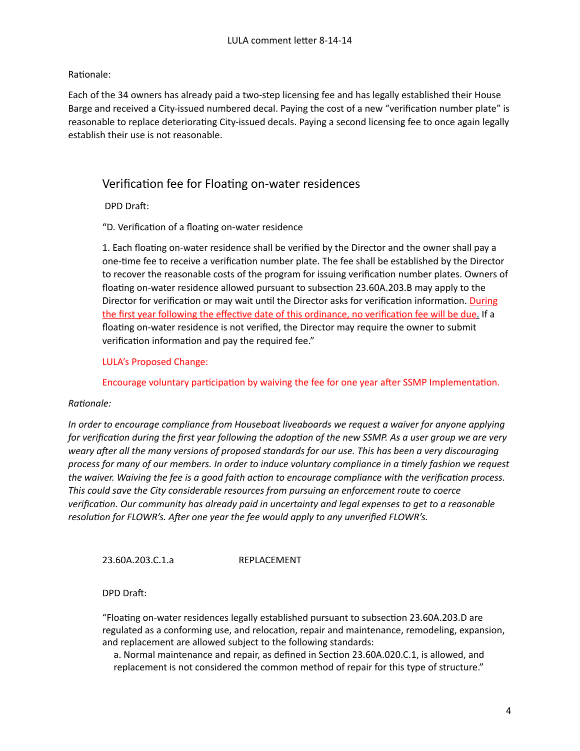Rationale:

Each of the 34 owners has already paid a two-step licensing fee and has legally established their House Barge and received a City-issued numbered decal. Paying the cost of a new "verification number plate" is reasonable to replace deteriorating City-issued decals. Paying a second licensing fee to once again legally establish their use is not reasonable.

## Verification fee for Floating on-water residences

DPD Draft:

"D. Verification of a floating on-water residence

1. Each floating on-water residence shall be verified by the Director and the owner shall pay a one-time fee to receive a verification number plate. The fee shall be established by the Director to recover the reasonable costs of the program for issuing verification number plates. Owners of floating on-water residence allowed pursuant to subsection 23.60A.203.B may apply to the Director for verification or may wait until the Director asks for verification information. <u>During the first year following the effective date of this ordinance, no verification fee will be due.</u> If a floating on-water residence is not verified, the Director may require the owner to submit verification information and pay the required fee."

LULA's Proposed Change:

Encourage voluntary participation by waiving the fee for one year after SSMP Implementation.

*Rationale:*

*In order to encourage compliance from Houseboat liveaboards we request a waiver for anyone applying for verification during the first year following the adoption of the new SSMP. As a user group we are very weary after all the many versions of proposed standards for our use. This has been a very discouraging process for many of our members. In order to induce voluntary compliance in a timely fashion we request the waiver. Waiving the fee is a good faith action to encourage compliance with the verification process. This could save the City considerable resources from pursuing an enforcement route to coerce verification. Our community has already paid in uncertainty and legal expenses to get to a reasonable resolution for FLOWR's. After one year the fee would apply to any unverified FLOWR's.*

23.60A.203.C.1.a REPLACEMENT

DPD Draft:

"Floating on-water residences legally established pursuant to subsection 23.60A.203.D are regulated as a conforming use, and relocation, repair and maintenance, remodeling, expansion, and replacement are allowed subject to the following standards:

a. Normal maintenance and repair, as defined in Section 23.60A.020.C.1, is allowed, and replacement is not considered the common method of repair for this type of structure."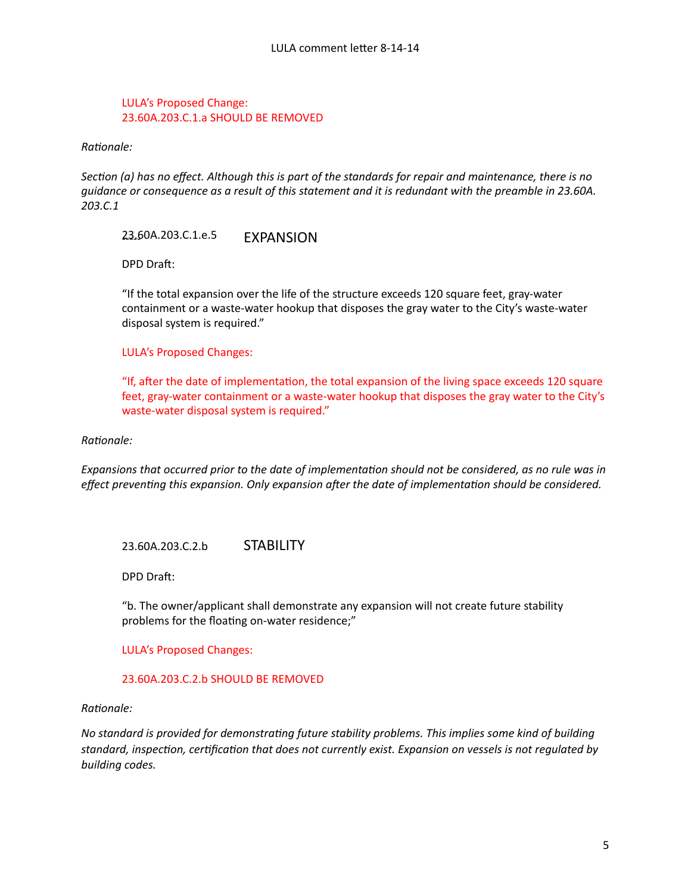LULA's Proposed Change:
23.60A.203.C.1.a SHOULD BE REMOVED

*Rationale:*

*Section (a) has no effect. Although this is part of the standards for repair and maintenance, there is no guidance or consequence as a result of this statement and it is redundant with the preamble in 23.60A. 203.C.1*

23.60A.203.C.1.e.5 **EXPANSION**

DPD Draft:

"If the total expansion over the life of the structure exceeds 120 square feet, gray-water containment or a waste-water hookup that disposes the gray water to the City's waste-water disposal system is required."

LULA's Proposed Changes:

"If, after the date of implementation, the total expansion of the living space exceeds 120 square feet, gray-water containment or a waste-water hookup that disposes the gray water to the City's waste-water disposal system is required."

*Rationale:*

*Expansions that occurred prior to the date of implementation should not be considered, as no rule was in effect preventing this expansion. Only expansion after the date of implementation should be considered.*

23.60A.203.C.2.b **STABILITY**

DPD Draft:

"b. The owner/applicant shall demonstrate any expansion will not create future stability problems for the floating on-water residence;"

LULA's Proposed Changes:

23.60A.203.C.2.b SHOULD BE REMOVED

*Rationale:*

*No standard is provided for demonstrating future stability problems. This implies some kind of building standard, inspection, certification that does not currently exist. Expansion on vessels is not regulated by building codes.*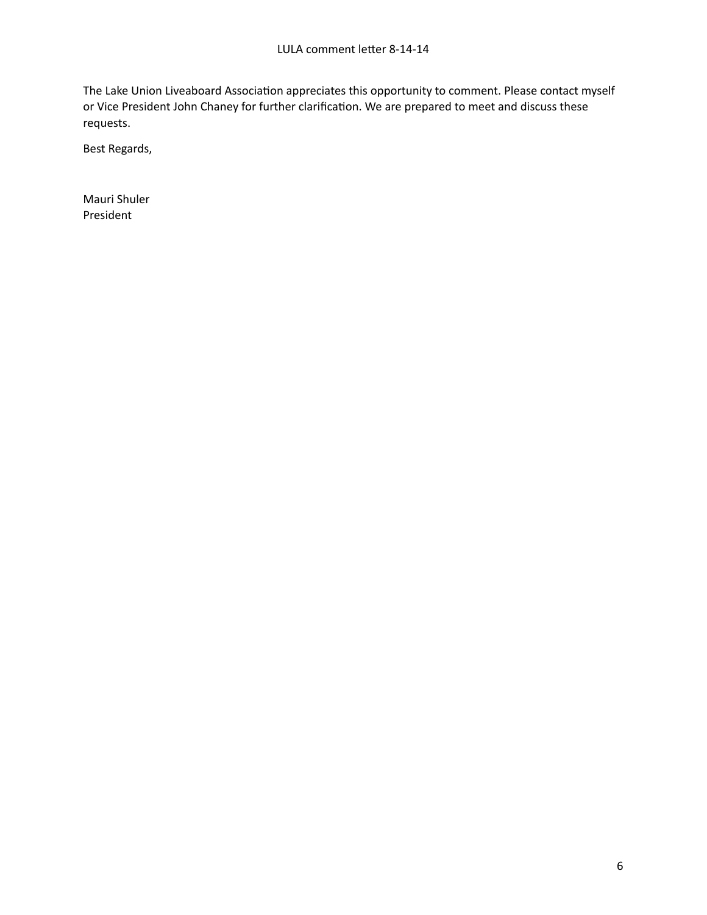The Lake Union Liveaboard Association appreciates this opportunity to comment. Please contact myself or Vice President John Chaney for further clarification. We are prepared to meet and discuss these requests.

Best Regards,

Mauri Shuler
President